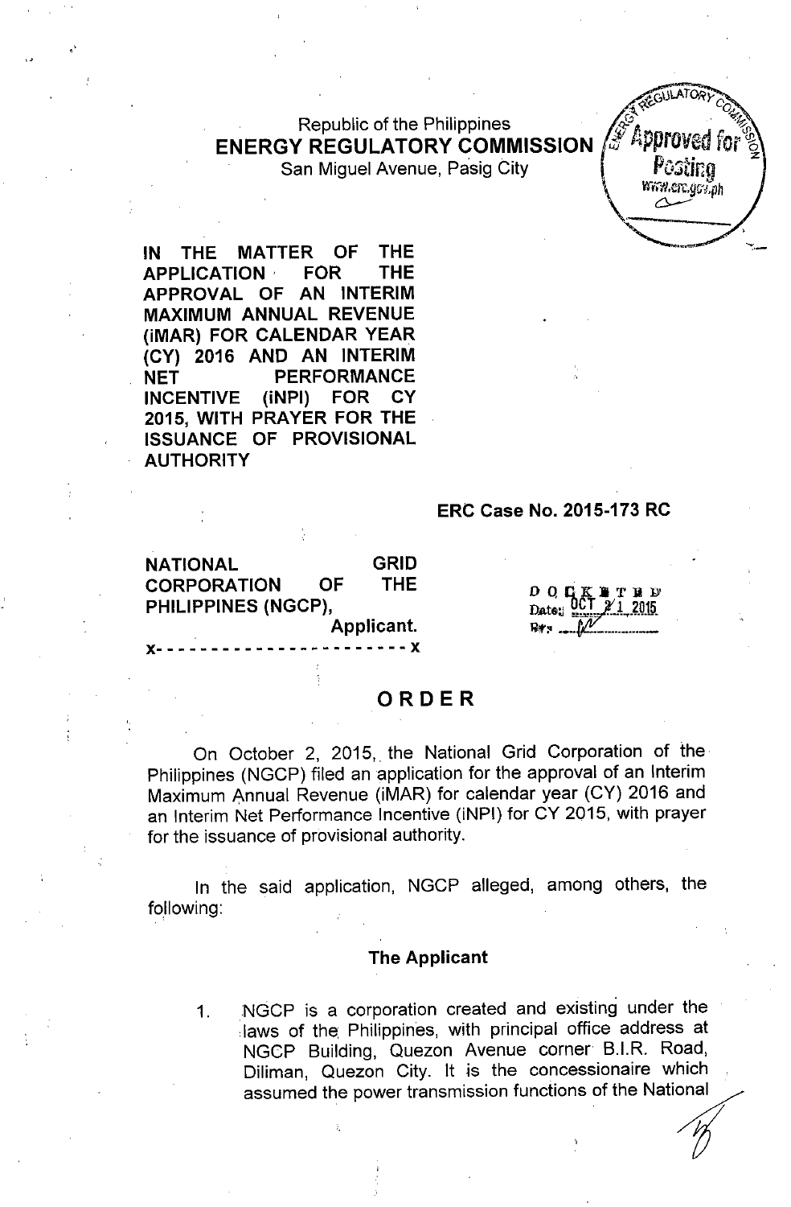Republic of the Philippines
**ENERGY REGULATORY COMMISSION**
San Miguel Avenue, Pasig City

**IN THE MATTER OF THE APPLICATION FOR THE APPROVAL OF AN INTERIM MAXIMUM ANNUAL REVENUE (iMAR) FOR CALENDAR YEAR (CY) 2016 AND AN INTERIM NET PERFORMANCE INCENTIVE (iNPI) FOR CY 2015, WITH PRAYER FOR THE ISSUANCE OF PROVISIONAL AUTHORITY**

**ERC Case No. 2015-173 RC**

**NATIONAL GRID CORPORATION OF THE PHILIPPINES (NGCP),**
**Applicant.**
x- - - - - - - - - - - - - - - - - - - - - - - x

DOCKETED
Date: OCT 21 2015

# ORDER

On October 2, 2015, the National Grid Corporation of the Philippines (NGCP) filed an application for the approval of an Interim Maximum Annual Revenue (iMAR) for calendar year (CY) 2016 and an Interim Net Performance Incentive (iNPI) for CY 2015, with prayer for the issuance of provisional authority.

In the said application, NGCP alleged, among others, the following:

**The Applicant**

1. NGCP is a corporation created and existing under the laws of the Philippines, with principal office address at NGCP Building, Quezon Avenue corner B.I.R. Road, Diliman, Quezon City. It is the concessionaire which assumed the power transmission functions of the National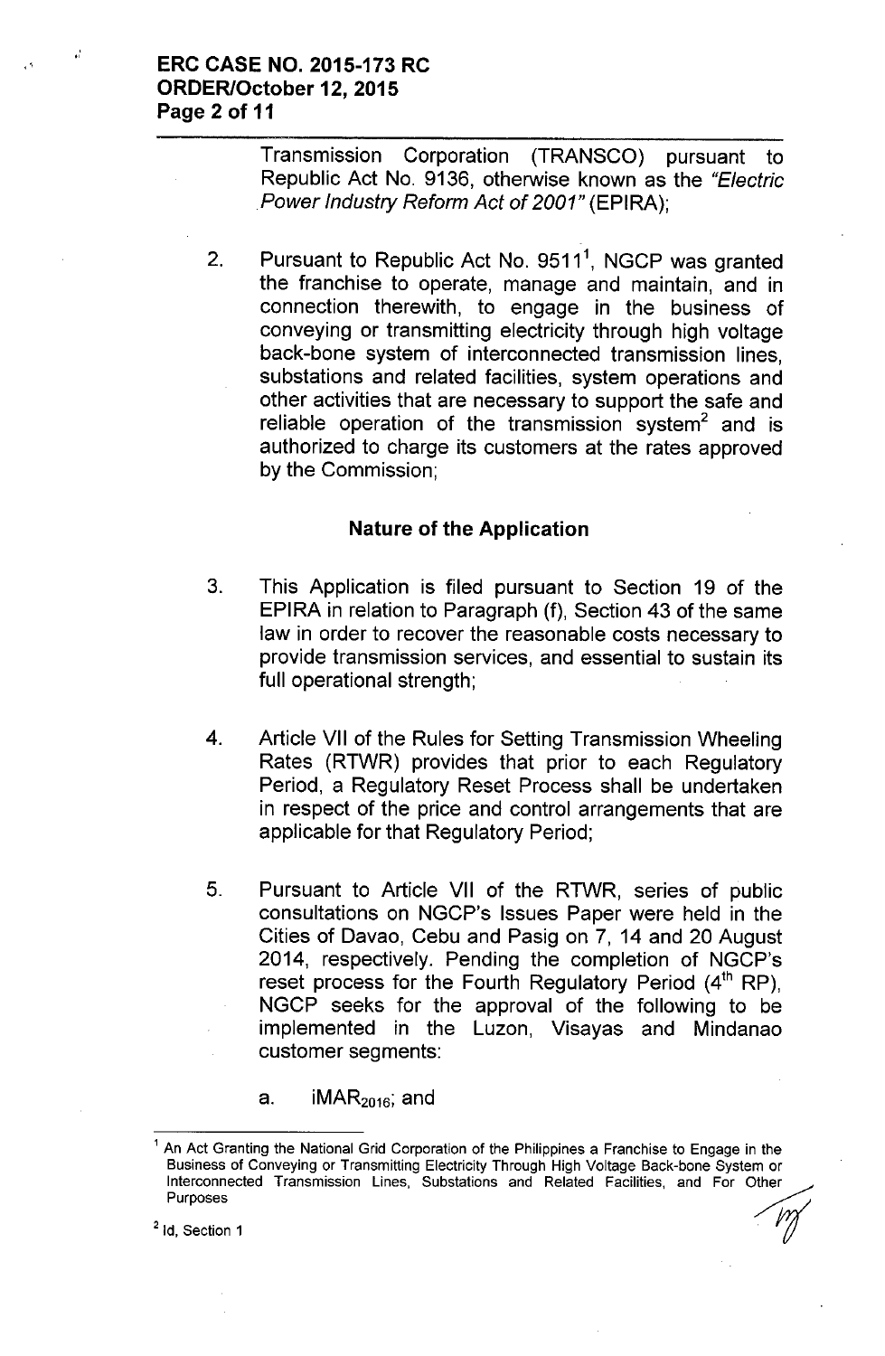Transmission Corporation (TRANSCO) pursuant to Republic Act No. 9136, otherwise known as the *"Electric Power Industry Reform Act of 2001"* (EPIRA);

2. Pursuant to Republic Act No. 9511[1], NGCP was granted the franchise to operate, manage and maintain, and in connection therewith, to engage in the business of conveying or transmitting electricity through high voltage back-bone system of interconnected transmission lines, substations and related facilities, system operations and other activities that are necessary to support the safe and reliable operation of the transmission system[2] and is authorized to charge its customers at the rates approved by the Commission;

### Nature of the Application

3. This Application is filed pursuant to Section 19 of the EPIRA in relation to Paragraph (f), Section 43 of the same law in order to recover the reasonable costs necessary to provide transmission services, and essential to sustain its full operational strength;

4. Article VII of the Rules for Setting Transmission Wheeling Rates (RTWR) provides that prior to each Regulatory Period, a Regulatory Reset Process shall be undertaken in respect of the price and control arrangements that are applicable for that Regulatory Period;

5. Pursuant to Article VII of the RTWR, series of public consultations on NGCP's Issues Paper were held in the Cities of Davao, Cebu and Pasig on 7, 14 and 20 August 2014, respectively. Pending the completion of NGCP's reset process for the Fourth Regulatory Period (4th RP), NGCP seeks for the approval of the following to be implemented in the Luzon, Visayas and Mindanao customer segments:

   a. $iMAR_{2016}$; and

---

[1] An Act Granting the National Grid Corporation of the Philippines a Franchise to Engage in the Business of Conveying or Transmitting Electricity Through High Voltage Back-bone System or Interconnected Transmission Lines, Substations and Related Facilities, and For Other Purposes

[2] Id, Section 1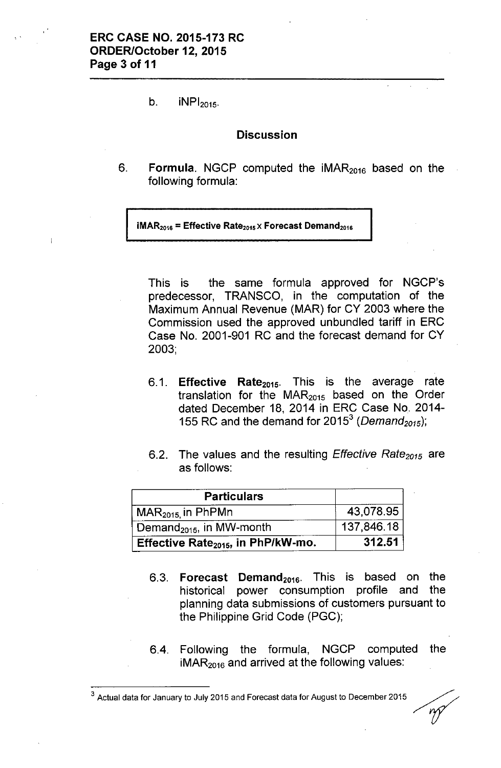b. $iNPI_{2015}$.

## Discussion

6. **Formula**. NGCP computed the $iMAR_{2016}$ based on the following formula:

$$iMAR_{2016} = Effective\ Rate_{2015} \times Forecast\ Demand_{2016}$$

This is the same formula approved for NGCP's predecessor, TRANSCO, in the computation of the Maximum Annual Revenue (MAR) for CY 2003 where the Commission used the approved unbundled tariff in ERC Case No. 2001-901 RC and the forecast demand for CY 2003;

6.1. **Effective Rate$_{2015}$**. This is the average rate translation for the $MAR_{2015}$ based on the Order dated December 18, 2014 in ERC Case No. 2014-155 RC and the demand for 2015[3] (*Demand$_{2015}$*);

6.2. The values and the resulting *Effective Rate$_{2015}$* are as follows:

| Particulars | |
|---|---|
| $MAR_{2015}$, in PhPMn | 43,078.95 |
| $Demand_{2015}$, in MW-month | 137,846.18 |
| **Effective Rate$_{2015}$, in PhP/kW-mo.** | **312.51** |

6.3. **Forecast Demand$_{2016}$**. This is based on the historical power consumption profile and the planning data submissions of customers pursuant to the Philippine Grid Code (PGC);

6.4. Following the formula, NGCP computed the $iMAR_{2016}$ and arrived at the following values:

---

[3] Actual data for January to July 2015 and Forecast data for August to December 2015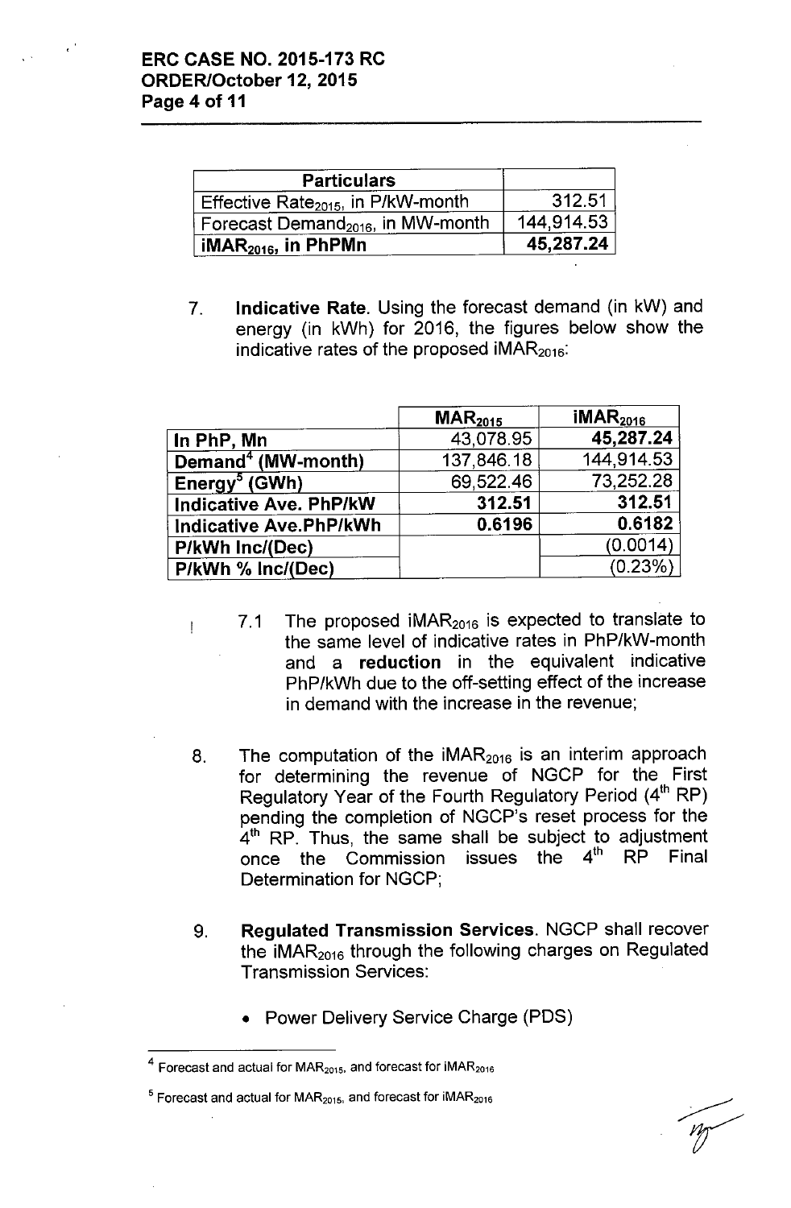| Particulars | |
|---|---|
| Effective $Rate_{2015}$, in P/kW-month | 312.51 |
| Forecast $Demand_{2016}$, in MW-month | 144,914.53 |
| **$iMAR_{2016}$, in PhPMn** | **45,287.24** |

7. **Indicative Rate**. Using the forecast demand (in kW) and energy (in kWh) for 2016, the figures below show the indicative rates of the proposed $iMAR_{2016}$:

| | $MAR_{2015}$ | $iMAR_{2016}$ |
|---|---|---|
| **In PhP, Mn** | 43,078.95 | **45,287.24** |
| **Demand[4] (MW-month)** | 137,846.18 | 144,914.53 |
| **Energy[5] (GWh)** | 69,522.46 | 73,252.28 |
| **Indicative Ave. PhP/kW** | **312.51** | **312.51** |
| **Indicative Ave.PhP/kWh** | **0.6196** | **0.6182** |
| **P/kWh Inc/(Dec)** | | (0.0014) |
| **P/kWh % Inc/(Dec)** | | (0.23%) |

7.1 The proposed $iMAR_{2016}$ is expected to translate to the same level of indicative rates in PhP/kW-month and a **reduction** in the equivalent indicative PhP/kWh due to the off-setting effect of the increase in demand with the increase in the revenue;

8. The computation of the $iMAR_{2016}$ is an interim approach for determining the revenue of NGCP for the First Regulatory Year of the Fourth Regulatory Period (4th RP) pending the completion of NGCP's reset process for the 4th RP. Thus, the same shall be subject to adjustment once the Commission issues the 4th RP Final Determination for NGCP;

9. **Regulated Transmission Services**. NGCP shall recover the $iMAR_{2016}$ through the following charges on Regulated Transmission Services:

   - Power Delivery Service Charge (PDS)

---

[4] Forecast and actual for $MAR_{2015}$, and forecast for $iMAR_{2016}$

[5] Forecast and actual for $MAR_{2015}$, and forecast for $iMAR_{2016}$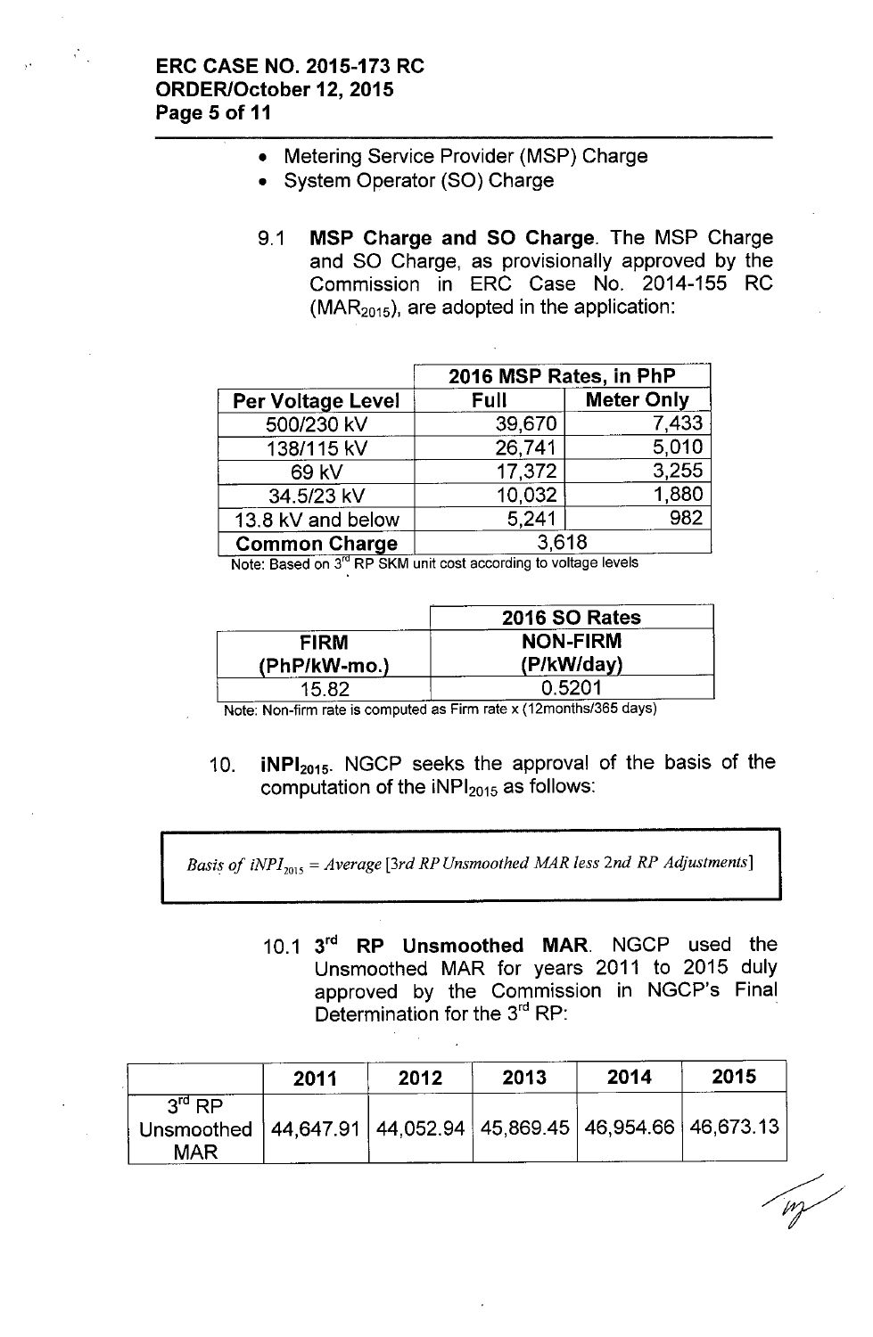- Metering Service Provider (MSP) Charge
- System Operator (SO) Charge

9.1 **MSP Charge and SO Charge**. The MSP Charge and SO Charge, as provisionally approved by the Commission in ERC Case No. 2014-155 RC ($MAR_{2015}$), are adopted in the application:

| | 2016 MSP Rates, in PhP | |
|---|---|---|
| **Per Voltage Level** | **Full** | **Meter Only** |
| 500/230 kV | 39,670 | 7,433 |
| 138/115 kV | 26,741 | 5,010 |
| 69 kV | 17,372 | 3,255 |
| 34.5/23 kV | 10,032 | 1,880 |
| 13.8 kV and below | 5,241 | 982 |
| **Common Charge** | 3,618 | |

Note: Based on 3rd RP SKM unit cost according to voltage levels

| 2016 SO Rates | |
|---|---|
| **FIRM (PhP/kW-mo.)** | **NON-FIRM (P/kW/day)** |
| 15.82 | 0.5201 |

Note: Non-firm rate is computed as Firm rate x (12months/365 days)

10. **$iNPI_{2015}$**. NGCP seeks the approval of the basis of the computation of the $iNPI_{2015}$ as follows:

> *Basis of $iNPI_{2015}$ = Average [3rd RP Unsmoothed MAR less 2nd RP Adjustments]*

10.1 **3rd RP Unsmoothed MAR**. NGCP used the Unsmoothed MAR for years 2011 to 2015 duly approved by the Commission in NGCP's Final Determination for the 3rd RP:

| | 2011 | 2012 | 2013 | 2014 | 2015 |
|---|---|---|---|---|---|
| 3rd RP Unsmoothed MAR | 44,647.91 | 44,052.94 | 45,869.45 | 46,954.66 | 46,673.13 |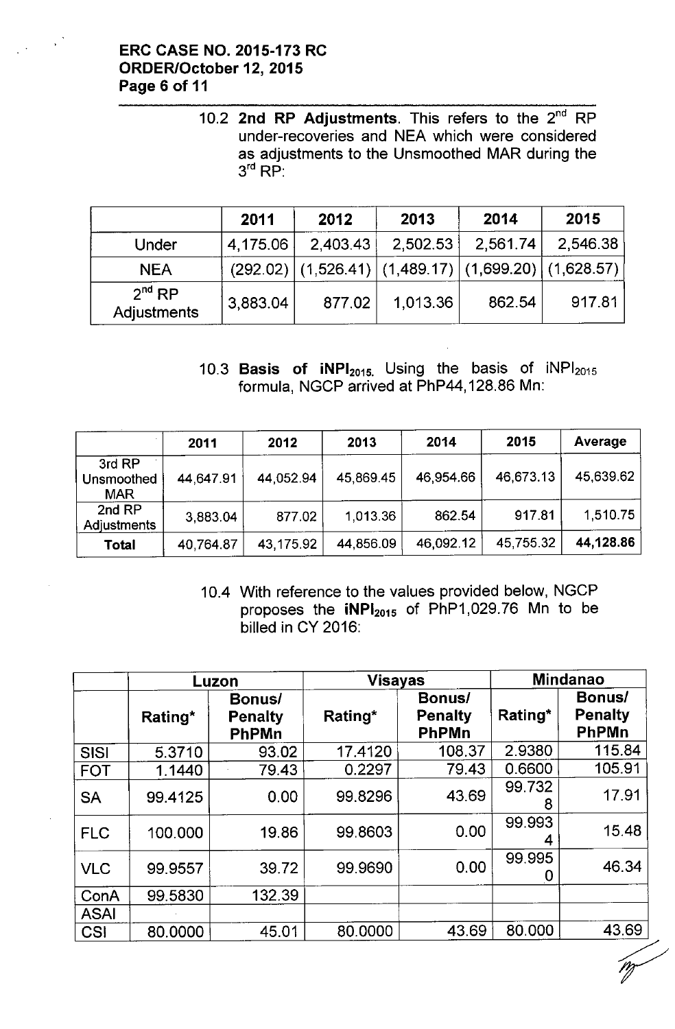10.2 **2nd RP Adjustments**. This refers to the 2[nd] RP under-recoveries and NEA which were considered as adjustments to the Unsmoothed MAR during the 3[rd] RP:

| | 2011 | 2012 | 2013 | 2014 | 2015 |
|---|---|---|---|---|---|
| Under | 4,175.06 | 2,403.43 | 2,502.53 | 2,561.74 | 2,546.38 |
| NEA | (292.02) | (1,526.41) | (1,489.17) | (1,699.20) | (1,628.57) |
| 2[nd] RP Adjustments | 3,883.04 | 877.02 | 1,013.36 | 862.54 | 917.81 |

10.3 **Basis of $iNPI_{2015}$**. Using the basis of $iNPI_{2015}$ formula, NGCP arrived at PhP44,128.86 Mn:

| | 2011 | 2012 | 2013 | 2014 | 2015 | Average |
|---|---|---|---|---|---|---|
| 3rd RP Unsmoothed MAR | 44,647.91 | 44,052.94 | 45,869.45 | 46,954.66 | 46,673.13 | 45,639.62 |
| 2nd RP Adjustments | 3,883.04 | 877.02 | 1,013.36 | 862.54 | 917.81 | 1,510.75 |
| **Total** | 40,764.87 | 43,175.92 | 44,856.09 | 46,092.12 | 45,755.32 | **44,128.86** |

10.4 With reference to the values provided below, NGCP proposes the **$iNPI_{2015}$** of PhP1,029.76 Mn to be billed in CY 2016:

| | Luzon | | Visayas | | Mindanao | |
|---|---|---|---|---|---|---|
| | Rating* | Bonus/ Penalty PhPMn | Rating* | Bonus/ Penalty PhPMn | Rating* | Bonus/ Penalty PhPMn |
| SISI | 5.3710 | 93.02 | 17.4120 | 108.37 | 2.9380 | 115.84 |
| FOT | 1.1440 | 79.43 | 0.2297 | 79.43 | 0.6600 | 105.91 |
| SA | 99.4125 | 0.00 | 99.8296 | 43.69 | 99.7328 | 17.91 |
| FLC | 100.000 | 19.86 | 99.8603 | 0.00 | 99.9934 | 15.48 |
| VLC | 99.9557 | 39.72 | 99.9690 | 0.00 | 99.9950 | 46.34 |
| ConA | 99.5830 | 132.39 | | | | |
| ASAI | | | | | | |
| CSI | 80.0000 | 45.01 | 80.0000 | 43.69 | 80.000 | 43.69 |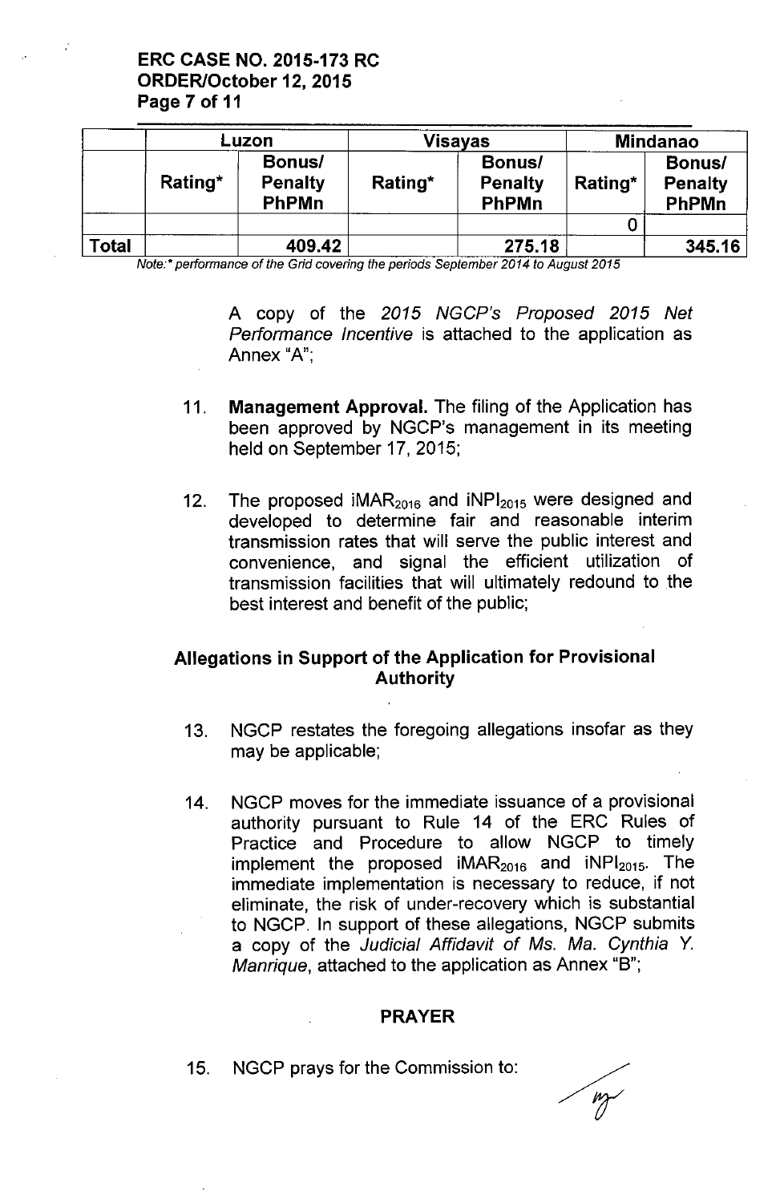| | Luzon | | Visayas | | Mindanao | |
|---|---|---|---|---|---|---|
| | Rating* | Bonus/ Penalty PhPMn | Rating* | Bonus/ Penalty PhPMn | Rating* | Bonus/ Penalty PhPMn |
| | | | | | 0 | |
| Total | | 409.42 | | 275.18 | | 345.16 |

*Note:* performance of the Grid covering the periods September 2014 to August 2015*

A copy of the *2015 NGCP's Proposed 2015 Net Performance Incentive* is attached to the application as Annex "A";

11. **Management Approval.** The filing of the Application has been approved by NGCP's management in its meeting held on September 17, 2015;

12. The proposed $iMAR_{2016}$ and $iNPI_{2015}$ were designed and developed to determine fair and reasonable interim transmission rates that will serve the public interest and convenience, and signal the efficient utilization of transmission facilities that will ultimately redound to the best interest and benefit of the public;

## Allegations in Support of the Application for Provisional Authority

13. NGCP restates the foregoing allegations insofar as they may be applicable;

14. NGCP moves for the immediate issuance of a provisional authority pursuant to Rule 14 of the ERC Rules of Practice and Procedure to allow NGCP to timely implement the proposed $iMAR_{2016}$ and $iNPI_{2015}$. The immediate implementation is necessary to reduce, if not eliminate, the risk of under-recovery which is substantial to NGCP. In support of these allegations, NGCP submits a copy of the *Judicial Affidavit of Ms. Ma. Cynthia Y. Manrique*, attached to the application as Annex "B";

## PRAYER

15. NGCP prays for the Commission to: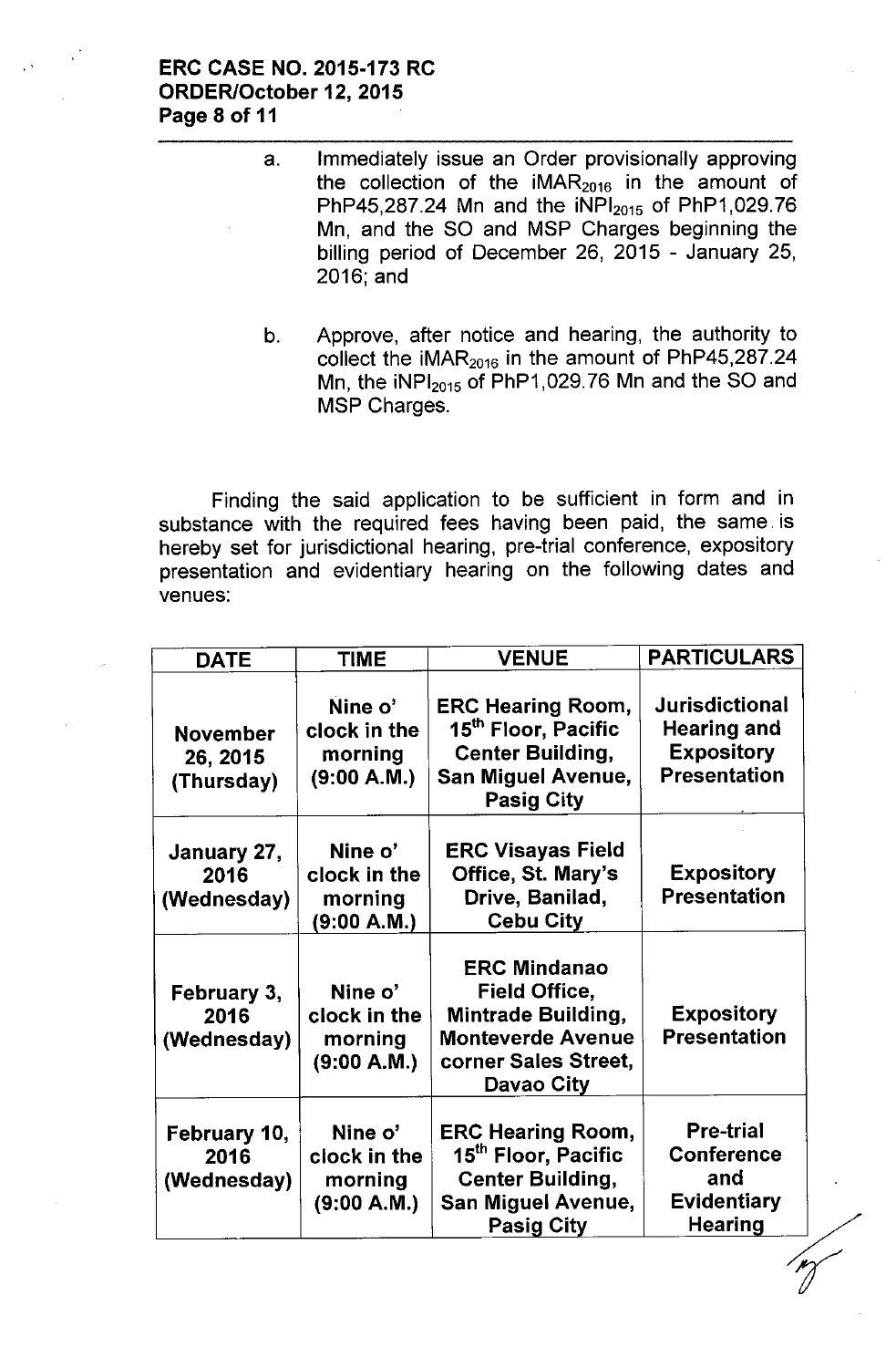a. Immediately issue an Order provisionally approving the collection of the $iMAR_{2016}$ in the amount of PhP45,287.24 Mn and the $iNPI_{2015}$ of PhP1,029.76 Mn, and the SO and MSP Charges beginning the billing period of December 26, 2015 - January 25, 2016; and

b. Approve, after notice and hearing, the authority to collect the $iMAR_{2016}$ in the amount of PhP45,287.24 Mn, the $iNPI_{2015}$ of PhP1,029.76 Mn and the SO and MSP Charges.

Finding the said application to be sufficient in form and in substance with the required fees having been paid, the same is hereby set for jurisdictional hearing, pre-trial conference, expository presentation and evidentiary hearing on the following dates and venues:

| DATE | TIME | VENUE | PARTICULARS |
|---|---|---|---|
| **November 26, 2015 (Thursday)** | **Nine o' clock in the morning (9:00 A.M.)** | **ERC Hearing Room, 15th Floor, Pacific Center Building, San Miguel Avenue, Pasig City** | **Jurisdictional Hearing and Expository Presentation** |
| **January 27, 2016 (Wednesday)** | **Nine o' clock in the morning (9:00 A.M.)** | **ERC Visayas Field Office, St. Mary's Drive, Banilad, Cebu City** | **Expository Presentation** |
| **February 3, 2016 (Wednesday)** | **Nine o' clock in the morning (9:00 A.M.)** | **ERC Mindanao Field Office, Mintrade Building, Monteverde Avenue corner Sales Street, Davao City** | **Expository Presentation** |
| **February 10, 2016 (Wednesday)** | **Nine o' clock in the morning (9:00 A.M.)** | **ERC Hearing Room, 15th Floor, Pacific Center Building, San Miguel Avenue, Pasig City** | **Pre-trial Conference and Evidentiary Hearing** |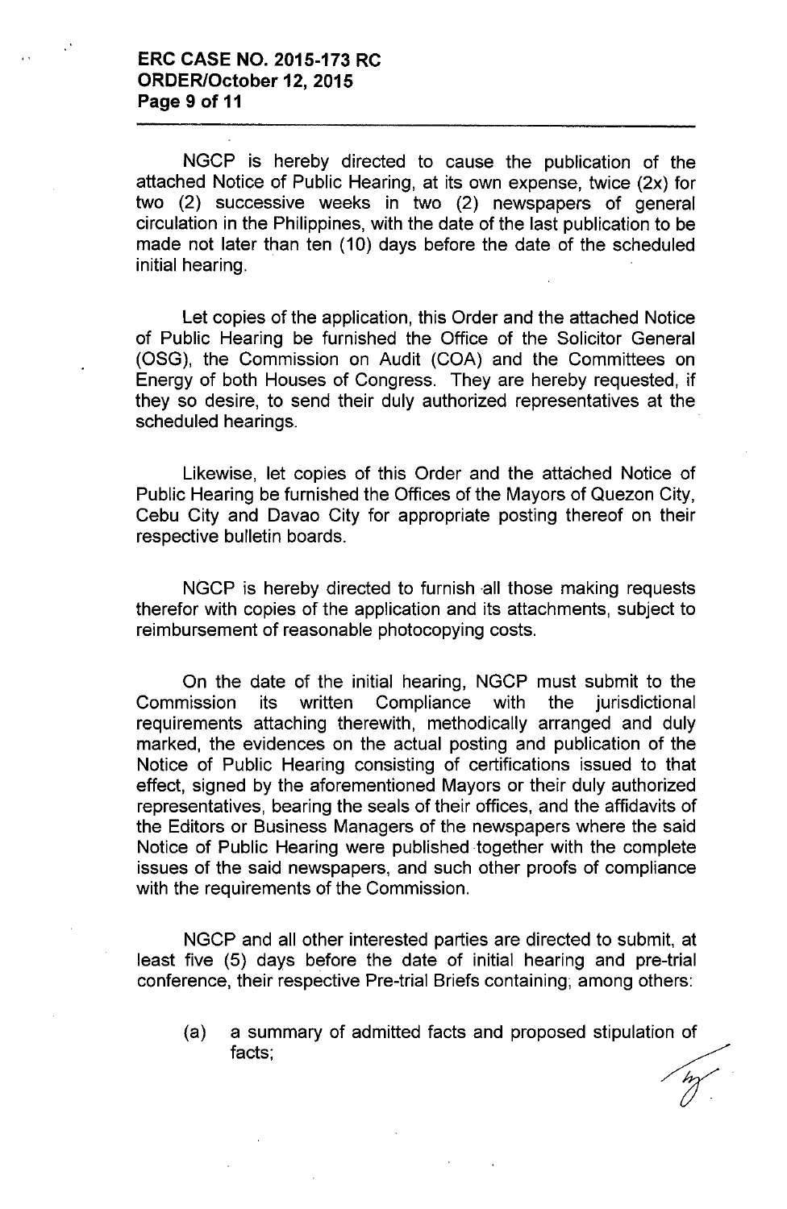NGCP is hereby directed to cause the publication of the attached Notice of Public Hearing, at its own expense, twice (2x) for two (2) successive weeks in two (2) newspapers of general circulation in the Philippines, with the date of the last publication to be made not later than ten (10) days before the date of the scheduled initial hearing.

Let copies of the application, this Order and the attached Notice of Public Hearing be furnished the Office of the Solicitor General (OSG), the Commission on Audit (COA) and the Committees on Energy of both Houses of Congress. They are hereby requested, if they so desire, to send their duly authorized representatives at the scheduled hearings.

Likewise, let copies of this Order and the attached Notice of Public Hearing be furnished the Offices of the Mayors of Quezon City, Cebu City and Davao City for appropriate posting thereof on their respective bulletin boards.

NGCP is hereby directed to furnish all those making requests therefor with copies of the application and its attachments, subject to reimbursement of reasonable photocopying costs.

On the date of the initial hearing, NGCP must submit to the Commission its written Compliance with the jurisdictional requirements attaching therewith, methodically arranged and duly marked, the evidences on the actual posting and publication of the Notice of Public Hearing consisting of certifications issued to that effect, signed by the aforementioned Mayors or their duly authorized representatives, bearing the seals of their offices, and the affidavits of the Editors or Business Managers of the newspapers where the said Notice of Public Hearing were published together with the complete issues of the said newspapers, and such other proofs of compliance with the requirements of the Commission.

NGCP and all other interested parties are directed to submit, at least five (5) days before the date of initial hearing and pre-trial conference, their respective Pre-trial Briefs containing, among others:

(a) a summary of admitted facts and proposed stipulation of facts;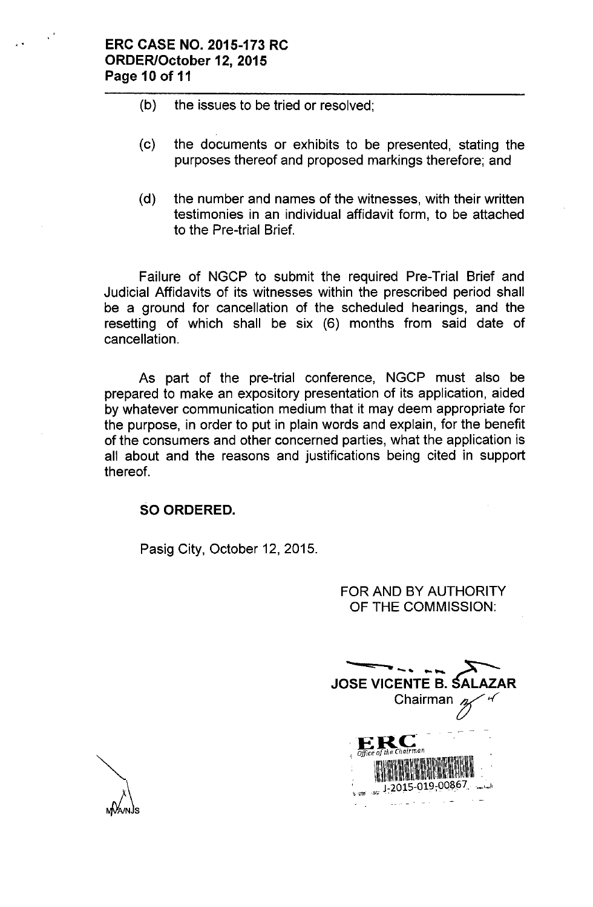(b) the issues to be tried or resolved;

(c) the documents or exhibits to be presented, stating the purposes thereof and proposed markings therefore; and

(d) the number and names of the witnesses, with their written testimonies in an individual affidavit form, to be attached to the Pre-trial Brief.

Failure of NGCP to submit the required Pre-Trial Brief and Judicial Affidavits of its witnesses within the prescribed period shall be a ground for cancellation of the scheduled hearings, and the resetting of which shall be six (6) months from said date of cancellation.

As part of the pre-trial conference, NGCP must also be prepared to make an expository presentation of its application, aided by whatever communication medium that it may deem appropriate for the purpose, in order to put in plain words and explain, for the benefit of the consumers and other concerned parties, what the application is all about and the reasons and justifications being cited in support thereof.

**SO ORDERED.**

Pasig City, October 12, 2015.

FOR AND BY AUTHORITY
OF THE COMMISSION:

**JOSE VICENTE B. SALAZAR**
Chairman

ERC
Office of the Chairman
J-2015-019-00867

MVA/NJS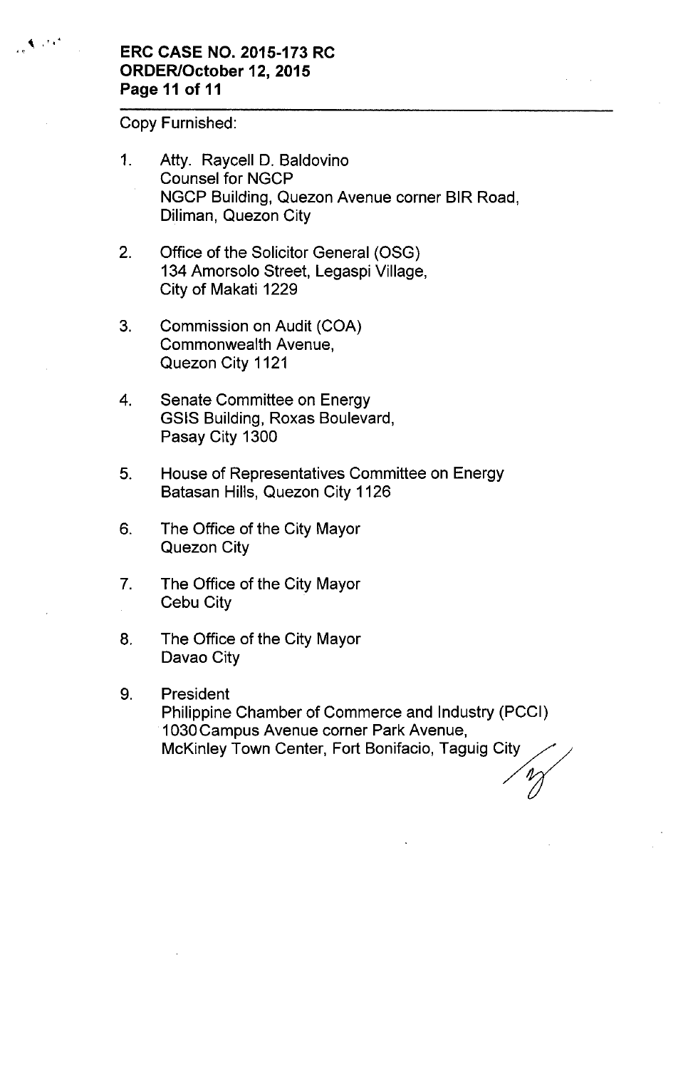Copy Furnished:

1. Atty. Raycell D. Baldovino
   Counsel for NGCP
   NGCP Building, Quezon Avenue corner BIR Road,
   Diliman, Quezon City

2. Office of the Solicitor General (OSG)
   134 Amorsolo Street, Legaspi Village,
   City of Makati 1229

3. Commission on Audit (COA)
   Commonwealth Avenue,
   Quezon City 1121

4. Senate Committee on Energy
   GSIS Building, Roxas Boulevard,
   Pasay City 1300

5. House of Representatives Committee on Energy
   Batasan Hills, Quezon City 1126

6. The Office of the City Mayor
   Quezon City

7. The Office of the City Mayor
   Cebu City

8. The Office of the City Mayor
   Davao City

9. President
   Philippine Chamber of Commerce and Industry (PCCI)
   1030 Campus Avenue corner Park Avenue,
   McKinley Town Center, Fort Bonifacio, Taguig City